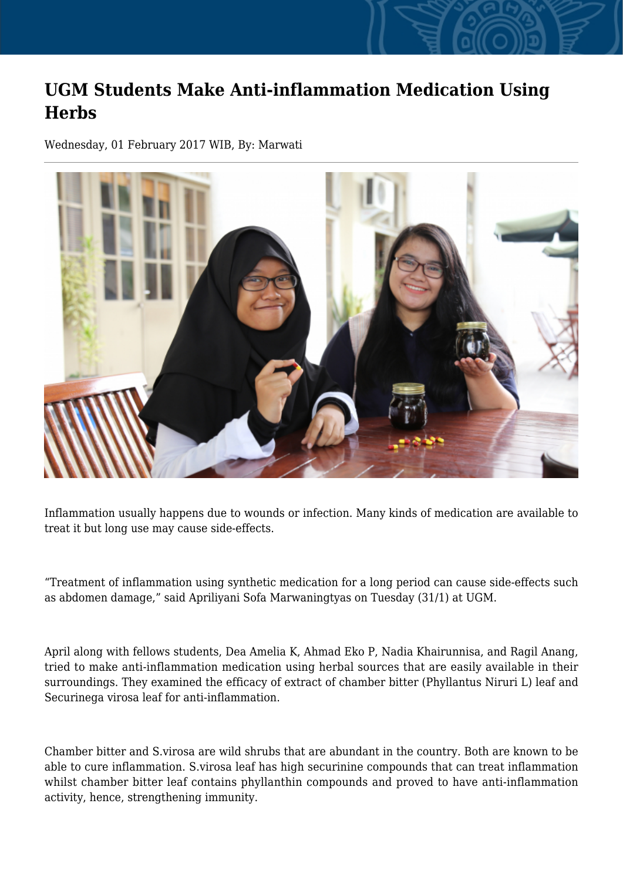# UGM Students Make Anti-inflammation Medication Using Herbs

Wednesday, 01 February 2017 WIB, By: Marwati

Inflammation usually happens due to wounds or infection. Many kinds of medication are available to treat it but long use may cause side-effects.

“Treatment of inflammation using synthetic medication for a long period can cause side-effects such as abdomen damage,” said Apriliyani Sofa Marwaningtyas on Tuesday (31/1) at UGM.

April along with fellows students, Dea Amelia K, Ahmad Eko P, Nadia Khairunnisa, and Ragil Anang, tried to make anti-inflammation medication using herbal sources that are easily available in their surroundings. They examined the efficacy of extract of chamber bitter (Phyllantus Niruri L) leaf and Securinega virosa leaf for anti-inflammation.

Chamber bitter and S.virosa are wild shrubs that are abundant in the country. Both are known to be able to cure inflammation. S.virosa leaf has high securinine compounds that can treat inflammation whilst chamber bitter leaf contains phyllanthin compounds and proved to have anti-inflammation activity, hence, strengthening immunity.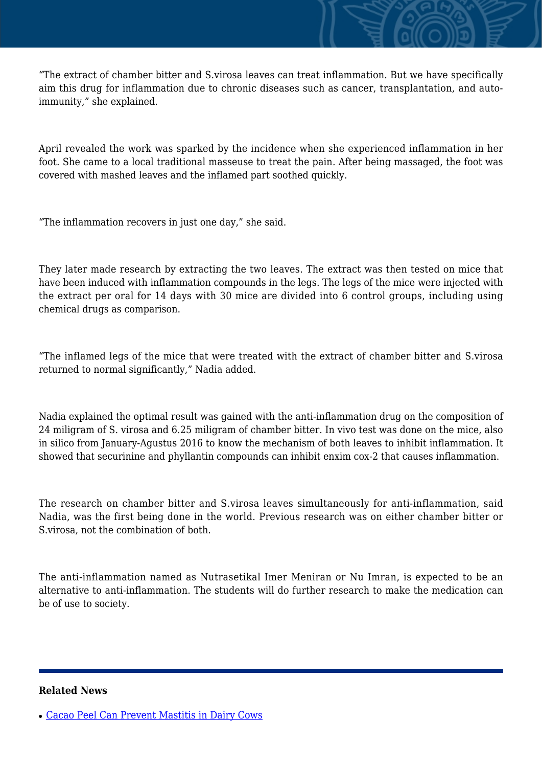"The extract of chamber bitter and S.virosa leaves can treat inflammation. But we have specifically aim this drug for inflammation due to chronic diseases such as cancer, transplantation, and auto-immunity," she explained.

April revealed the work was sparked by the incidence when she experienced inflammation in her foot. She came to a local traditional masseuse to treat the pain. After being massaged, the foot was covered with mashed leaves and the inflamed part soothed quickly.

"The inflammation recovers in just one day," she said.

They later made research by extracting the two leaves. The extract was then tested on mice that have been induced with inflammation compounds in the legs. The legs of the mice were injected with the extract per oral for 14 days with 30 mice are divided into 6 control groups, including using chemical drugs as comparison.

"The inflamed legs of the mice that were treated with the extract of chamber bitter and S.virosa returned to normal significantly," Nadia added.

Nadia explained the optimal result was gained with the anti-inflammation drug on the composition of 24 miligram of S. virosa and 6.25 miligram of chamber bitter. In vivo test was done on the mice, also in silico from January-Agustus 2016 to know the mechanism of both leaves to inhibit inflammation. It showed that securinine and phyllantin compounds can inhibit enxim cox-2 that causes inflammation.

The research on chamber bitter and S.virosa leaves simultaneously for anti-inflammation, said Nadia, was the first being done in the world. Previous research was on either chamber bitter or S.virosa, not the combination of both.

The anti-inflammation named as Nutrasetikal Imer Meniran or Nu Imran, is expected to be an alternative to anti-inflammation. The students will do further research to make the medication can be of use to society.

---

**Related News**

- [Cacao Peel Can Prevent Mastitis in Dairy Cows]()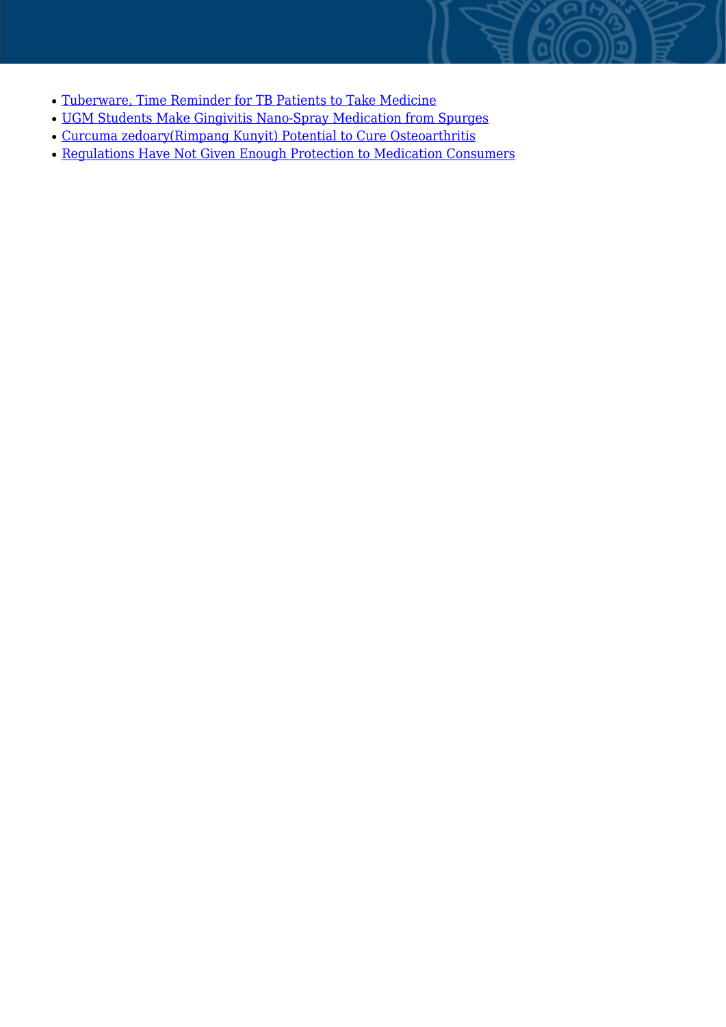- Tuberware, Time Reminder for TB Patients to Take Medicine
- UGM Students Make Gingivitis Nano-Spray Medication from Spurges
- Curcuma zedoary(Rimpang Kunyit) Potential to Cure Osteoarthritis
- Regulations Have Not Given Enough Protection to Medication Consumers